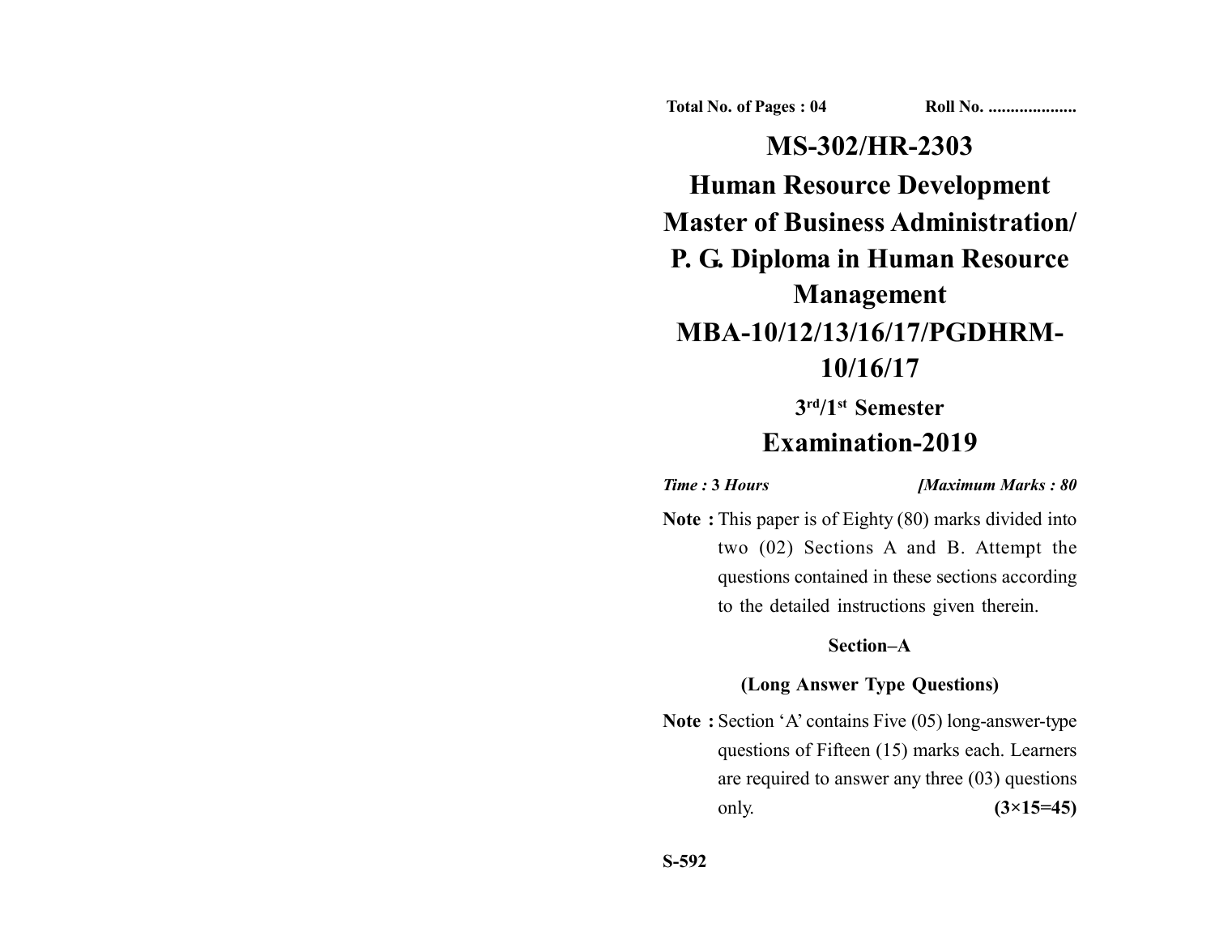**Total No. of Pages : 04** **Roll No. ....................**

# MS-302/HR-2303

# Human Resource Development

# Master of Business Administration/ P. G. Diploma in Human Resource Management

# MBA-10/12/13/16/17/PGDHRM-10/16/17

## 3rd/1st Semester

## Examination-2019

*Time :* **3** *Hours* *[Maximum Marks : 80*

**Note :** This paper is of Eighty (80) marks divided into two (02) Sections A and B. Attempt the questions contained in these sections according to the detailed instructions given therein.

### Section–A

### (Long Answer Type Questions)

**Note :** Section 'A' contains Five (05) long-answer-type questions of Fifteen (15) marks each. Learners are required to answer any three (03) questions only. **(3×15=45)**

**S-592**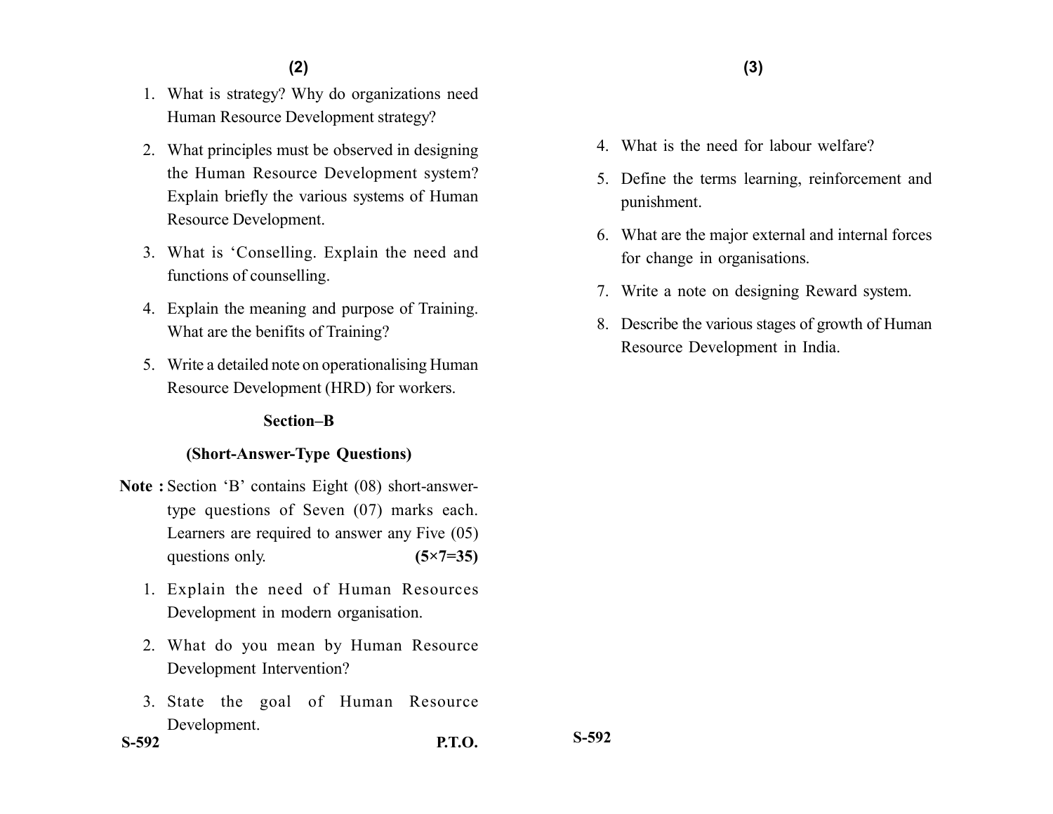1. What is strategy? Why do organizations need Human Resource Development strategy?
2. What principles must be observed in designing the Human Resource Development system? Explain briefly the various systems of Human Resource Development.
3. What is 'Conselling. Explain the need and functions of counselling.
4. Explain the meaning and purpose of Training. What are the benifits of Training?
5. Write a detailed note on operationalising Human Resource Development (HRD) for workers.

## Section–B

### (Short-Answer-Type Questions)

**Note :** Section 'B' contains Eight (08) short-answer-type questions of Seven (07) marks each. Learners are required to answer any Five (05) questions only. **(5×7=35)**

1. Explain the need of Human Resources Development in modern organisation.
2. What do you mean by Human Resource Development Intervention?
3. State the goal of Human Resource Development.
4. What is the need for labour welfare?
5. Define the terms learning, reinforcement and punishment.
6. What are the major external and internal forces for change in organisations.
7. Write a note on designing Reward system.
8. Describe the various stages of growth of Human Resource Development in India.